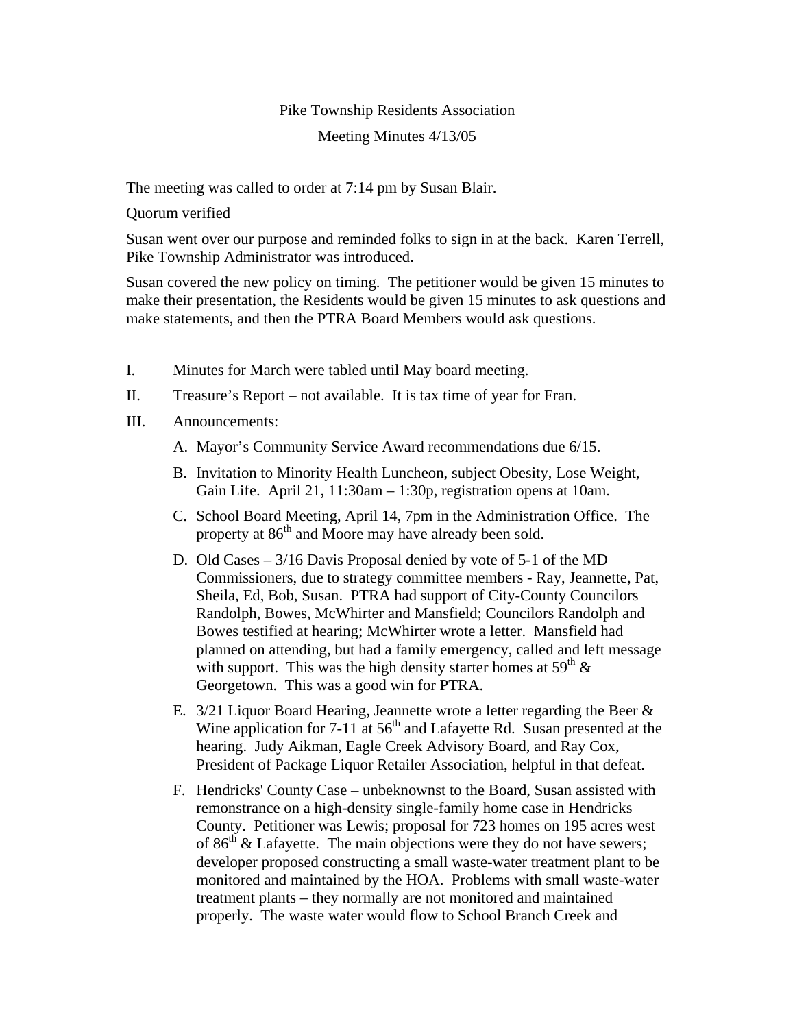# Pike Township Residents Association

## Meeting Minutes 4/13/05

The meeting was called to order at 7:14 pm by Susan Blair.

Quorum verified

Susan went over our purpose and reminded folks to sign in at the back. Karen Terrell, Pike Township Administrator was introduced.

Susan covered the new policy on timing. The petitioner would be given 15 minutes to make their presentation, the Residents would be given 15 minutes to ask questions and make statements, and then the PTRA Board Members would ask questions.

I. Minutes for March were tabled until May board meeting.

II. Treasure's Report – not available. It is tax time of year for Fran.

III. Announcements:

   A. Mayor's Community Service Award recommendations due 6/15.

   B. Invitation to Minority Health Luncheon, subject Obesity, Lose Weight, Gain Life. April 21, 11:30am – 1:30p, registration opens at 10am.

   C. School Board Meeting, April 14, 7pm in the Administration Office. The property at 86th and Moore may have already been sold.

   D. Old Cases – 3/16 Davis Proposal denied by vote of 5-1 of the MD Commissioners, due to strategy committee members - Ray, Jeannette, Pat, Sheila, Ed, Bob, Susan. PTRA had support of City-County Councilors Randolph, Bowes, McWhirter and Mansfield; Councilors Randolph and Bowes testified at hearing; McWhirter wrote a letter. Mansfield had planned on attending, but had a family emergency, called and left message with support. This was the high density starter homes at 59th & Georgetown. This was a good win for PTRA.

   E. 3/21 Liquor Board Hearing, Jeannette wrote a letter regarding the Beer & Wine application for 7-11 at 56th and Lafayette Rd. Susan presented at the hearing. Judy Aikman, Eagle Creek Advisory Board, and Ray Cox, President of Package Liquor Retailer Association, helpful in that defeat.

   F. Hendricks' County Case – unbeknownst to the Board, Susan assisted with remonstrance on a high-density single-family home case in Hendricks County. Petitioner was Lewis; proposal for 723 homes on 195 acres west of 86th & Lafayette. The main objections were they do not have sewers; developer proposed constructing a small waste-water treatment plant to be monitored and maintained by the HOA. Problems with small waste-water treatment plants – they normally are not monitored and maintained properly. The waste water would flow to School Branch Creek and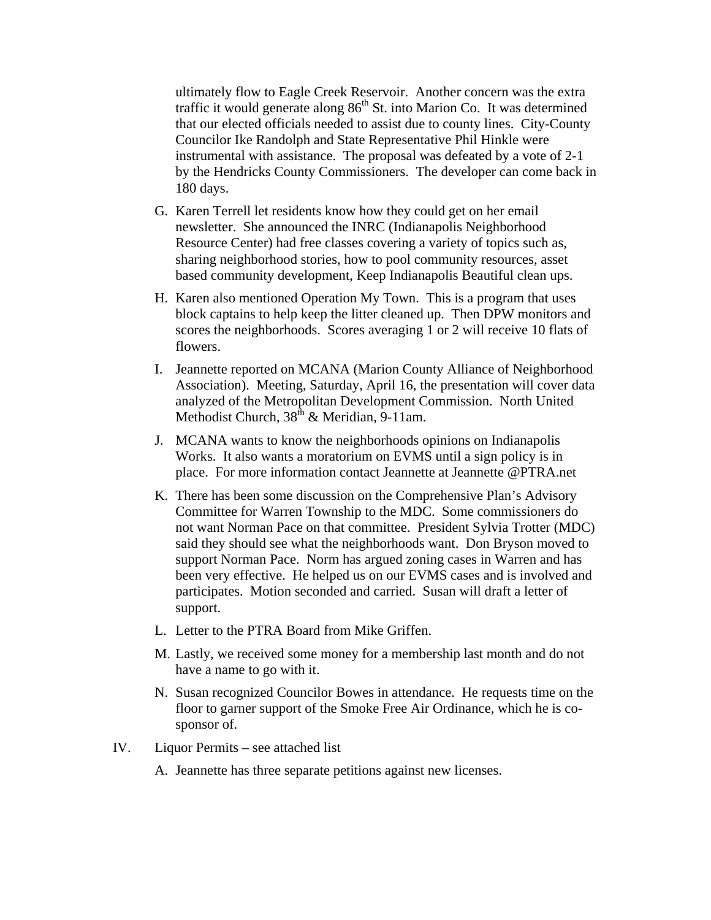ultimately flow to Eagle Creek Reservoir. Another concern was the extra traffic it would generate along 86th St. into Marion Co. It was determined that our elected officials needed to assist due to county lines. City-County Councilor Ike Randolph and State Representative Phil Hinkle were instrumental with assistance. The proposal was defeated by a vote of 2-1 by the Hendricks County Commissioners. The developer can come back in 180 days.

G. Karen Terrell let residents know how they could get on her email newsletter. She announced the INRC (Indianapolis Neighborhood Resource Center) had free classes covering a variety of topics such as, sharing neighborhood stories, how to pool community resources, asset based community development, Keep Indianapolis Beautiful clean ups.

H. Karen also mentioned Operation My Town. This is a program that uses block captains to help keep the litter cleaned up. Then DPW monitors and scores the neighborhoods. Scores averaging 1 or 2 will receive 10 flats of flowers.

I. Jeannette reported on MCANA (Marion County Alliance of Neighborhood Association). Meeting, Saturday, April 16, the presentation will cover data analyzed of the Metropolitan Development Commission. North United Methodist Church, 38th & Meridian, 9-11am.

J. MCANA wants to know the neighborhoods opinions on Indianapolis Works. It also wants a moratorium on EVMS until a sign policy is in place. For more information contact Jeannette at Jeannette @PTRA.net

K. There has been some discussion on the Comprehensive Plan's Advisory Committee for Warren Township to the MDC. Some commissioners do not want Norman Pace on that committee. President Sylvia Trotter (MDC) said they should see what the neighborhoods want. Don Bryson moved to support Norman Pace. Norm has argued zoning cases in Warren and has been very effective. He helped us on our EVMS cases and is involved and participates. Motion seconded and carried. Susan will draft a letter of support.

L. Letter to the PTRA Board from Mike Griffen.

M. Lastly, we received some money for a membership last month and do not have a name to go with it.

N. Susan recognized Councilor Bowes in attendance. He requests time on the floor to garner support of the Smoke Free Air Ordinance, which he is co-sponsor of.

IV. Liquor Permits – see attached list

A. Jeannette has three separate petitions against new licenses.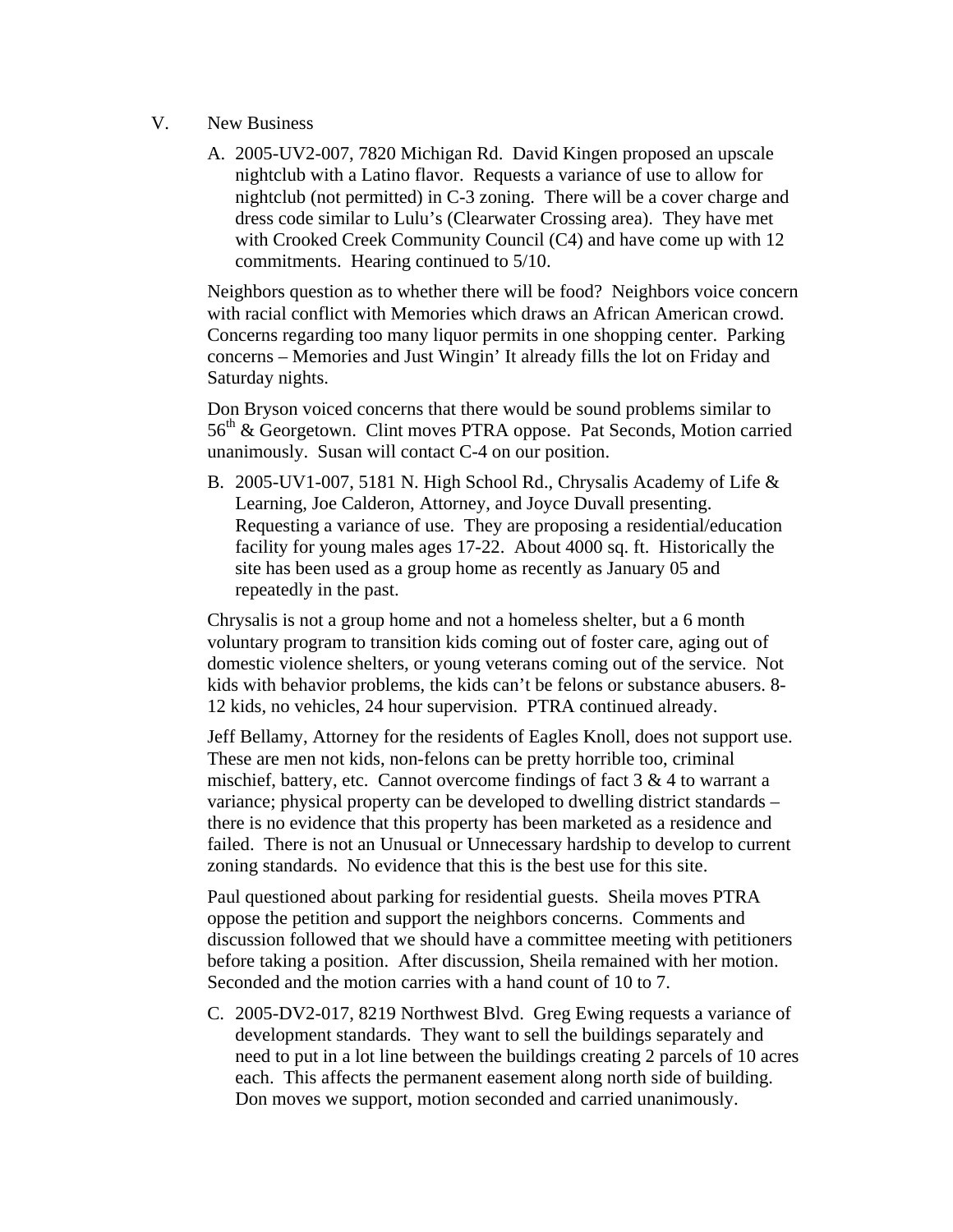V. New Business

A. 2005-UV2-007, 7820 Michigan Rd. David Kingen proposed an upscale nightclub with a Latino flavor. Requests a variance of use to allow for nightclub (not permitted) in C-3 zoning. There will be a cover charge and dress code similar to Lulu's (Clearwater Crossing area). They have met with Crooked Creek Community Council (C4) and have come up with 12 commitments. Hearing continued to 5/10.

Neighbors question as to whether there will be food? Neighbors voice concern with racial conflict with Memories which draws an African American crowd. Concerns regarding too many liquor permits in one shopping center. Parking concerns – Memories and Just Wingin' It already fills the lot on Friday and Saturday nights.

Don Bryson voiced concerns that there would be sound problems similar to 56th & Georgetown. Clint moves PTRA oppose. Pat Seconds, Motion carried unanimously. Susan will contact C-4 on our position.

B. 2005-UV1-007, 5181 N. High School Rd., Chrysalis Academy of Life & Learning, Joe Calderon, Attorney, and Joyce Duvall presenting. Requesting a variance of use. They are proposing a residential/education facility for young males ages 17-22. About 4000 sq. ft. Historically the site has been used as a group home as recently as January 05 and repeatedly in the past.

Chrysalis is not a group home and not a homeless shelter, but a 6 month voluntary program to transition kids coming out of foster care, aging out of domestic violence shelters, or young veterans coming out of the service. Not kids with behavior problems, the kids can't be felons or substance abusers. 8-12 kids, no vehicles, 24 hour supervision. PTRA continued already.

Jeff Bellamy, Attorney for the residents of Eagles Knoll, does not support use. These are men not kids, non-felons can be pretty horrible too, criminal mischief, battery, etc. Cannot overcome findings of fact 3 & 4 to warrant a variance; physical property can be developed to dwelling district standards – there is no evidence that this property has been marketed as a residence and failed. There is not an Unusual or Unnecessary hardship to develop to current zoning standards. No evidence that this is the best use for this site.

Paul questioned about parking for residential guests. Sheila moves PTRA oppose the petition and support the neighbors concerns. Comments and discussion followed that we should have a committee meeting with petitioners before taking a position. After discussion, Sheila remained with her motion. Seconded and the motion carries with a hand count of 10 to 7.

C. 2005-DV2-017, 8219 Northwest Blvd. Greg Ewing requests a variance of development standards. They want to sell the buildings separately and need to put in a lot line between the buildings creating 2 parcels of 10 acres each. This affects the permanent easement along north side of building. Don moves we support, motion seconded and carried unanimously.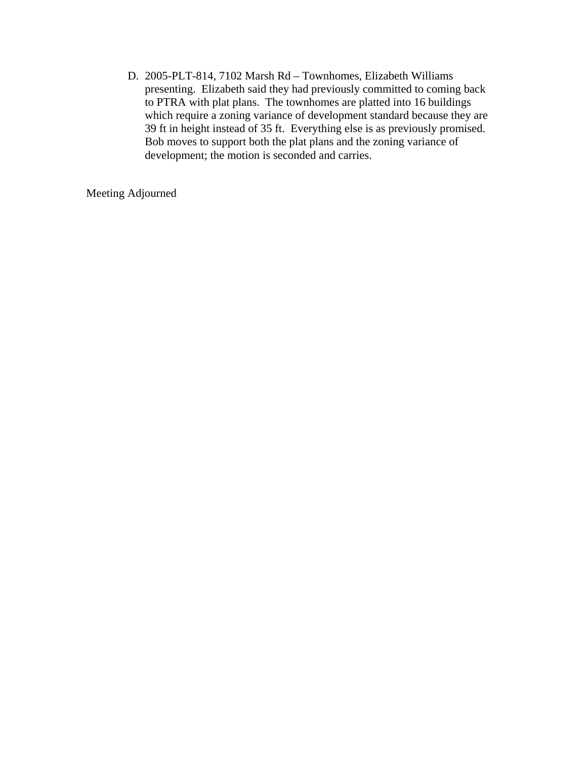D. 2005-PLT-814, 7102 Marsh Rd – Townhomes, Elizabeth Williams presenting. Elizabeth said they had previously committed to coming back to PTRA with plat plans. The townhomes are platted into 16 buildings which require a zoning variance of development standard because they are 39 ft in height instead of 35 ft. Everything else is as previously promised. Bob moves to support both the plat plans and the zoning variance of development; the motion is seconded and carries.

Meeting Adjourned